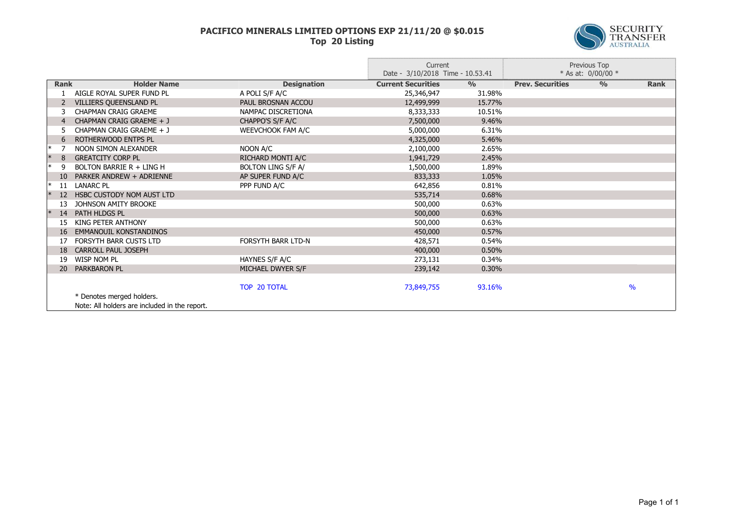# PACIFICO MINERALS LIMITED OPTIONS EXP 21/11/20 @ $0.015
## Top 20 Listing

| | Rank | Holder Name | Designation | Current Date - 3/10/2018 Time - 10.53.41 | | Previous Top * As at: 0/00/00 * | | |
|---|---|---|---|---|---|---|---|---|
| | | | | **Current Securities** | **%** | **Prev. Securities** | **%** | **Rank** |
| | 1 | AIGLE ROYAL SUPER FUND PL | A POLI S/F A/C | 25,346,947 | 31.98% | | | |
| | 2 | VILLIERS QUEENSLAND PL | PAUL BROSNAN ACCOU | 12,499,999 | 15.77% | | | |
| | 3 | CHAPMAN CRAIG GRAEME | NAMPAC DISCRETIONA | 8,333,333 | 10.51% | | | |
| | 4 | CHAPMAN CRAIG GRAEME + J | CHAPPO'S S/F A/C | 7,500,000 | 9.46% | | | |
| | 5 | CHAPMAN CRAIG GRAEME + J | WEEVCHOOK FAM A/C | 5,000,000 | 6.31% | | | |
| | 6 | ROTHERWOOD ENTPS PL | | 4,325,000 | 5.46% | | | |
| * | 7 | NOON SIMON ALEXANDER | NOON A/C | 2,100,000 | 2.65% | | | |
| * | 8 | GREATCITY CORP PL | RICHARD MONTI A/C | 1,941,729 | 2.45% | | | |
| * | 9 | BOLTON BARRIE R + LING H | BOLTON LING S/F A/ | 1,500,000 | 1.89% | | | |
| | 10 | PARKER ANDREW + ADRIENNE | AP SUPER FUND A/C | 833,333 | 1.05% | | | |
| * | 11 | LANARC PL | PPP FUND A/C | 642,856 | 0.81% | | | |
| * | 12 | HSBC CUSTODY NOM AUST LTD | | 535,714 | 0.68% | | | |
| | 13 | JOHNSON AMITY BROOKE | | 500,000 | 0.63% | | | |
| * | 14 | PATH HLDGS PL | | 500,000 | 0.63% | | | |
| | 15 | KING PETER ANTHONY | | 500,000 | 0.63% | | | |
| | 16 | EMMANOUIL KONSTANDINOS | | 450,000 | 0.57% | | | |
| | 17 | FORSYTH BARR CUSTS LTD | FORSYTH BARR LTD-N | 428,571 | 0.54% | | | |
| | 18 | CARROLL PAUL JOSEPH | | 400,000 | 0.50% | | | |
| | 19 | WISP NOM PL | HAYNES S/F A/C | 273,131 | 0.34% | | | |
| | 20 | PARKBARON PL | MICHAEL DWYER S/F | 239,142 | 0.30% | | | |
| | | | TOP 20 TOTAL | 73,849,755 | 93.16% | | % | |

\* Denotes merged holders.

Note: All holders are included in the report.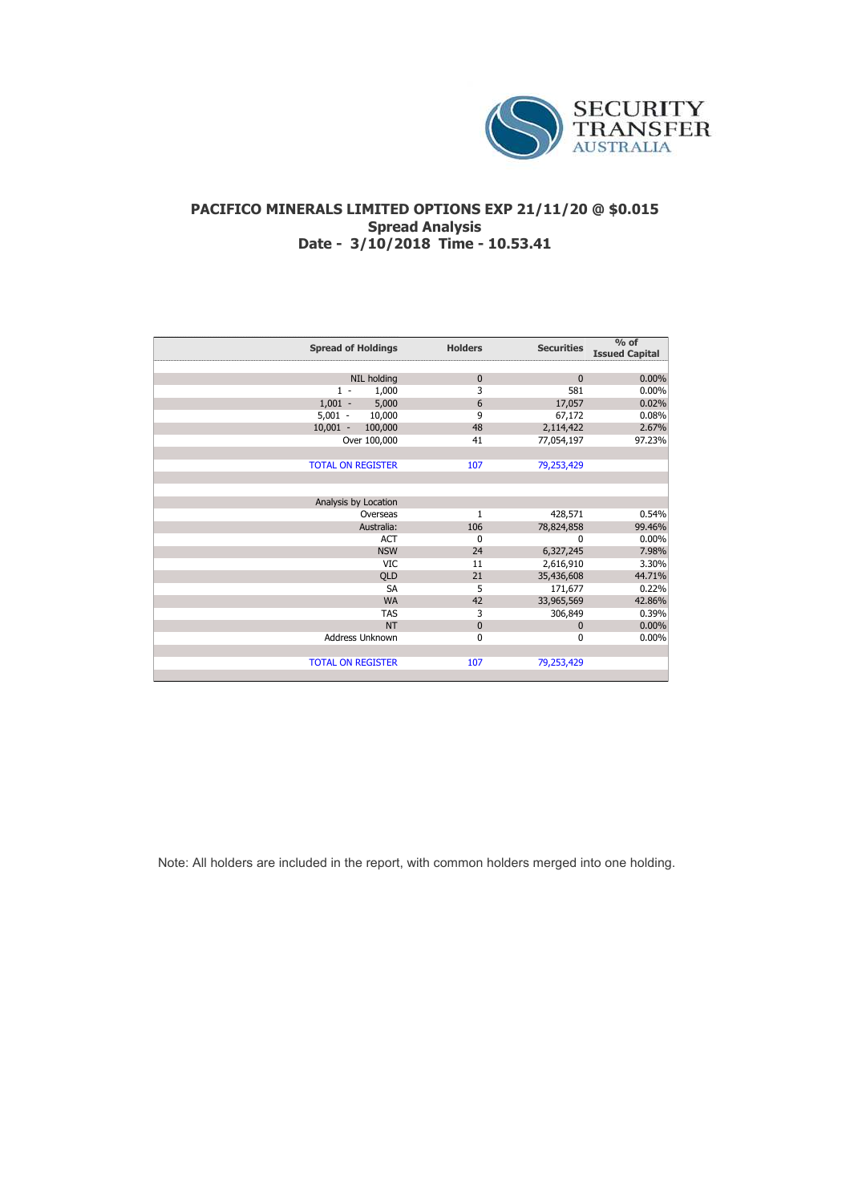SECURITY TRANSFER AUSTRALIA

## PACIFICO MINERALS LIMITED OPTIONS EXP 21/11/20 @ $0.015
## Spread Analysis
## Date - 3/10/2018 Time - 10.53.41

| Spread of Holdings | Holders | Securities | % of Issued Capital |
|---|---|---|---|
| NIL holding | 0 | 0 | 0.00% |
| 1 - 1,000 | 3 | 581 | 0.00% |
| 1,001 - 5,000 | 6 | 17,057 | 0.02% |
| 5,001 - 10,000 | 9 | 67,172 | 0.08% |
| 10,001 - 100,000 | 48 | 2,114,422 | 2.67% |
| Over 100,000 | 41 | 77,054,197 | 97.23% |
| TOTAL ON REGISTER | 107 | 79,253,429 | |
| Analysis by Location | | | |
| Overseas | 1 | 428,571 | 0.54% |
| Australia: | 106 | 78,824,858 | 99.46% |
| ACT | 0 | 0 | 0.00% |
| NSW | 24 | 6,327,245 | 7.98% |
| VIC | 11 | 2,616,910 | 3.30% |
| QLD | 21 | 35,436,608 | 44.71% |
| SA | 5 | 171,677 | 0.22% |
| WA | 42 | 33,965,569 | 42.86% |
| TAS | 3 | 306,849 | 0.39% |
| NT | 0 | 0 | 0.00% |
| Address Unknown | 0 | 0 | 0.00% |
| TOTAL ON REGISTER | 107 | 79,253,429 | |

Note: All holders are included in the report, with common holders merged into one holding.